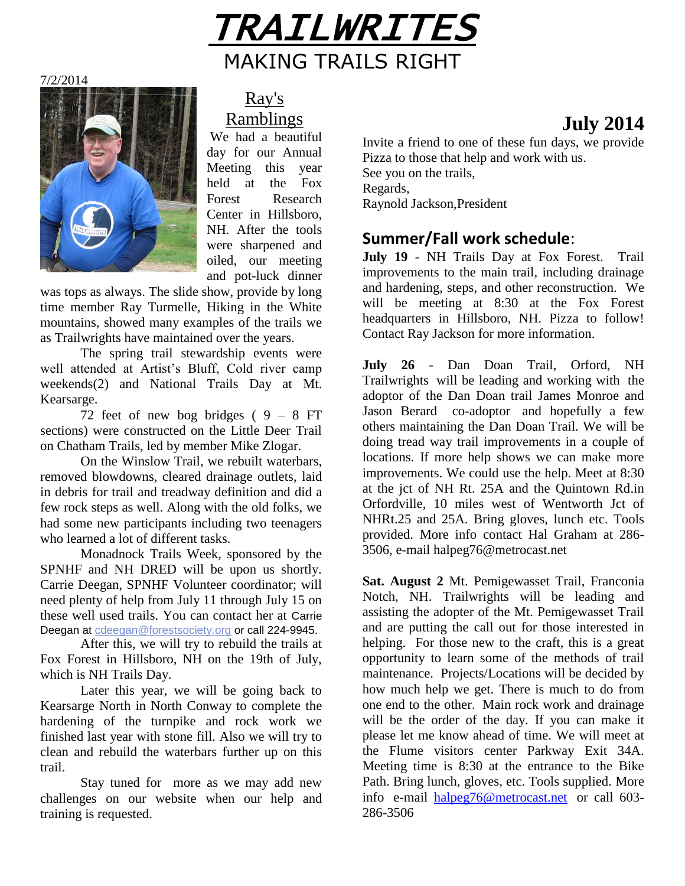# TRAILWRITES

MAKING TRAILS RIGHT

7/2/2014

## July 2014

## Ray's Ramblings

We had a beautiful day for our Annual Meeting this year held at the Fox Forest Research Center in Hillsboro, NH. After the tools were sharpened and oiled, our meeting and pot-luck dinner was tops as always. The slide show, provide by long time member Ray Turmelle, Hiking in the White mountains, showed many examples of the trails we as Trailwrights have maintained over the years.

The spring trail stewardship events were well attended at Artist's Bluff, Cold river camp weekends(2) and National Trails Day at Mt. Kearsarge.

72 feet of new bog bridges ( 9 – 8 FT sections) were constructed on the Little Deer Trail on Chatham Trails, led by member Mike Zlogar.

On the Winslow Trail, we rebuilt waterbars, removed blowdowns, cleared drainage outlets, laid in debris for trail and treadway definition and did a few rock steps as well. Along with the old folks, we had some new participants including two teenagers who learned a lot of different tasks.

Monadnock Trails Week, sponsored by the SPNHF and NH DRED will be upon us shortly. Carrie Deegan, SPNHF Volunteer coordinator; will need plenty of help from July 11 through July 15 on these well used trails. You can contact her at Carrie Deegan at cdeegan@forestsociety.org or call 224-9945.

After this, we will try to rebuild the trails at Fox Forest in Hillsboro, NH on the 19th of July, which is NH Trails Day.

Later this year, we will be going back to Kearsarge North in North Conway to complete the hardening of the turnpike and rock work we finished last year with stone fill. Also we will try to clean and rebuild the waterbars further up on this trail.

Stay tuned for more as we may add new challenges on our website when our help and training is requested.

Invite a friend to one of these fun days, we provide Pizza to those that help and work with us.
See you on the trails,
Regards,
Raynold Jackson,President

## Summer/Fall work schedule:

**July 19** - NH Trails Day at Fox Forest. Trail improvements to the main trail, including drainage and hardening, steps, and other reconstruction. We will be meeting at 8:30 at the Fox Forest headquarters in Hillsboro, NH. Pizza to follow! Contact Ray Jackson for more information.

**July 26** - Dan Doan Trail, Orford, NH Trailwrights will be leading and working with the adoptor of the Dan Doan trail James Monroe and Jason Berard co-adoptor and hopefully a few others maintaining the Dan Doan Trail. We will be doing tread way trail improvements in a couple of locations. If more help shows we can make more improvements. We could use the help. Meet at 8:30 at the jct of NH Rt. 25A and the Quintown Rd.in Orfordville, 10 miles west of Wentworth Jct of NHRt.25 and 25A. Bring gloves, lunch etc. Tools provided. More info contact Hal Graham at 286-3506, e-mail halpeg76@metrocast.net

**Sat. August 2** Mt. Pemigewasset Trail, Franconia Notch, NH. Trailwrights will be leading and assisting the adopter of the Mt. Pemigewasset Trail and are putting the call out for those interested in helping. For those new to the craft, this is a great opportunity to learn some of the methods of trail maintenance. Projects/Locations will be decided by how much help we get. There is much to do from one end to the other. Main rock work and drainage will be the order of the day. If you can make it please let me know ahead of time. We will meet at the Flume visitors center Parkway Exit 34A. Meeting time is 8:30 at the entrance to the Bike Path. Bring lunch, gloves, etc. Tools supplied. More info e-mail halpeg76@metrocast.net or call 603-286-3506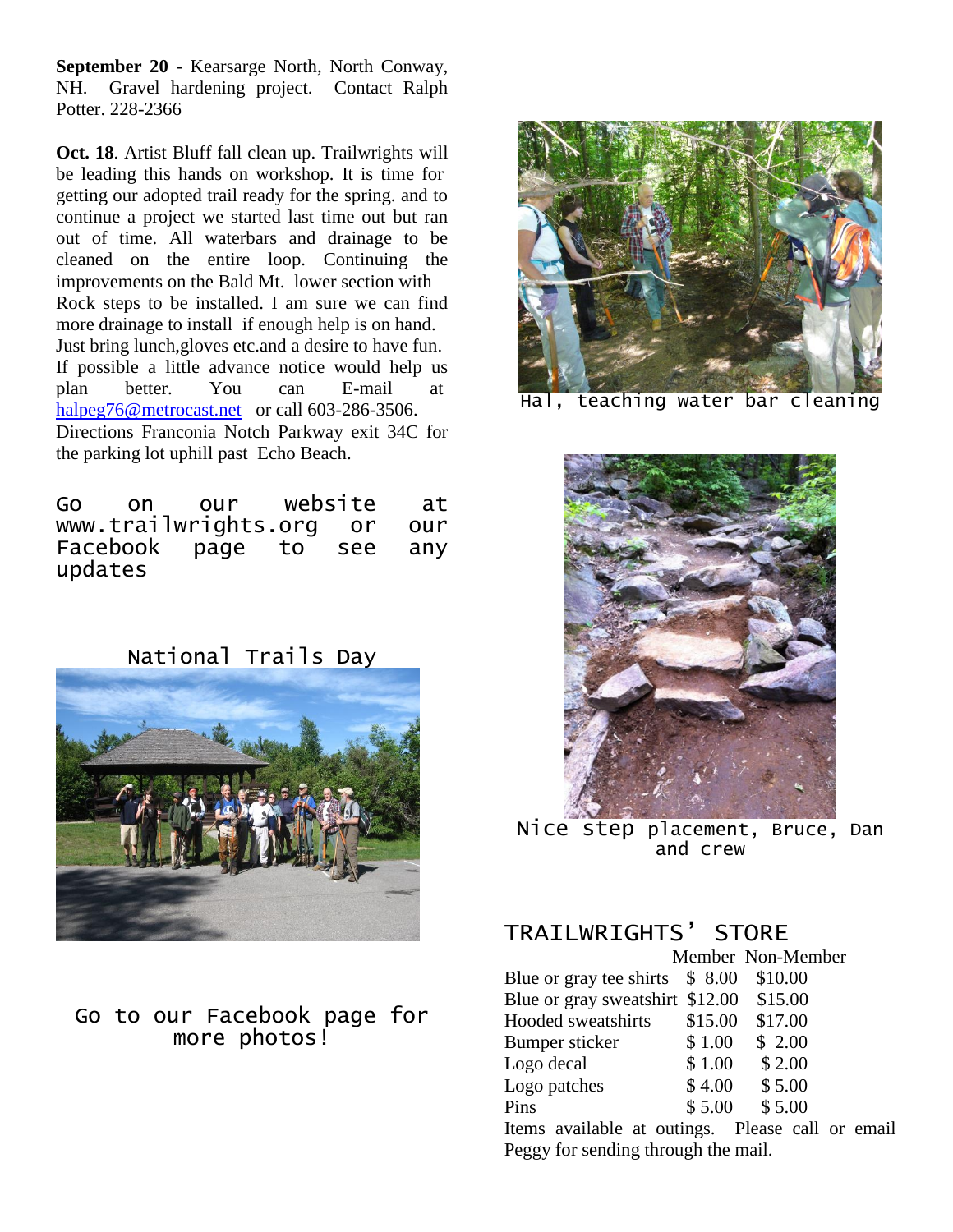**September 20** - Kearsarge North, North Conway, NH. Gravel hardening project. Contact Ralph Potter. 228-2366

**Oct. 18**. Artist Bluff fall clean up. Trailwrights will be leading this hands on workshop. It is time for getting our adopted trail ready for the spring. and to continue a project we started last time out but ran out of time. All waterbars and drainage to be cleaned on the entire loop. Continuing the improvements on the Bald Mt. lower section with Rock steps to be installed. I am sure we can find more drainage to install if enough help is on hand. Just bring lunch,gloves etc.and a desire to have fun. If possible a little advance notice would help us plan better. You can E-mail at halpeg76@metrocast.net or call 603-286-3506. Directions Franconia Notch Parkway exit 34C for the parking lot uphill past Echo Beach.

Go on our website at www.trailwrights.org or our Facebook page to see any updates

National Trails Day

Go to our Facebook page for more photos!

Hal, teaching water bar cleaning

Nice step placement, Bruce, Dan and crew

## TRAILWRIGHTS' STORE

| | Member | Non-Member |
|---|---|---|
| Blue or gray tee shirts | $ 8.00 | $10.00 |
| Blue or gray sweatshirt | $12.00 | $15.00 |
| Hooded sweatshirts | $15.00 | $17.00 |
| Bumper sticker | $ 1.00 | $ 2.00 |
| Logo decal | $ 1.00 | $ 2.00 |
| Logo patches | $ 4.00 | $ 5.00 |
| Pins | $ 5.00 | $ 5.00 |

Items available at outings. Please call or email Peggy for sending through the mail.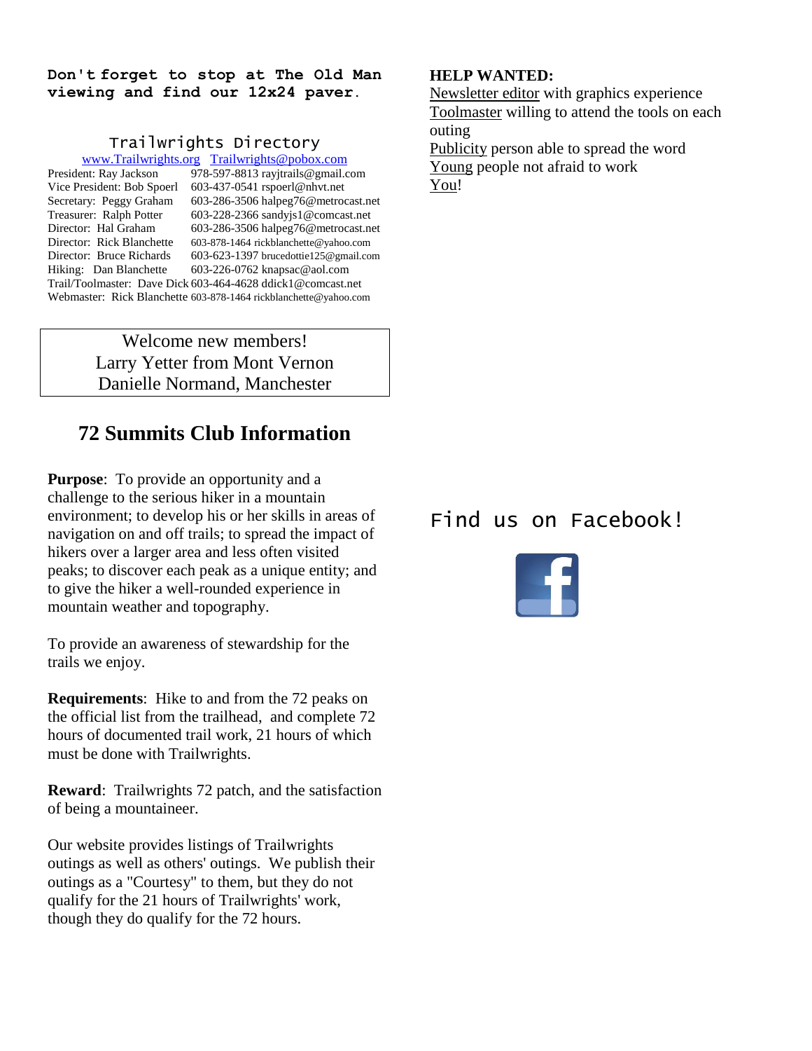**Don't forget to stop at The Old Man viewing and find our 12x24 paver.**

## Trailwrights Directory

www.Trailwrights.org  Trailwrights@pobox.com

| | |
|---|---|
| President: Ray Jackson | 978-597-8813 rayjtrails@gmail.com |
| Vice President: Bob Spoerl | 603-437-0541 rspoerl@nhvt.net |
| Secretary: Peggy Graham | 603-286-3506 halpeg76@metrocast.net |
| Treasurer: Ralph Potter | 603-228-2366 sandyjs1@comcast.net |
| Director: Hal Graham | 603-286-3506 halpeg76@metrocast.net |
| Director: Rick Blanchette | 603-878-1464 rickblanchette@yahoo.com |
| Director: Bruce Richards | 603-623-1397 brucedottie125@gmail.com |
| Hiking: Dan Blanchette | 603-226-0762 knapsac@aol.com |
| Trail/Toolmaster: Dave Dick | 603-464-4628 ddick1@comcast.net |
| Webmaster: Rick Blanchette | 603-878-1464 rickblanchette@yahoo.com |

Welcome new members!
Larry Yetter from Mont Vernon
Danielle Normand, Manchester

## 72 Summits Club Information

**Purpose**: To provide an opportunity and a challenge to the serious hiker in a mountain environment; to develop his or her skills in areas of navigation on and off trails; to spread the impact of hikers over a larger area and less often visited peaks; to discover each peak as a unique entity; and to give the hiker a well-rounded experience in mountain weather and topography.

To provide an awareness of stewardship for the trails we enjoy.

**Requirements**: Hike to and from the 72 peaks on the official list from the trailhead, and complete 72 hours of documented trail work, 21 hours of which must be done with Trailwrights.

**Reward**: Trailwrights 72 patch, and the satisfaction of being a mountaineer.

Our website provides listings of Trailwrights outings as well as others' outings. We publish their outings as a "Courtesy" to them, but they do not qualify for the 21 hours of Trailwrights' work, though they do qualify for the 72 hours.

**HELP WANTED:**

Newsletter editor with graphics experience
Toolmaster willing to attend the tools on each outing
Publicity person able to spread the word
Young people not afraid to work
You!

Find us on Facebook!